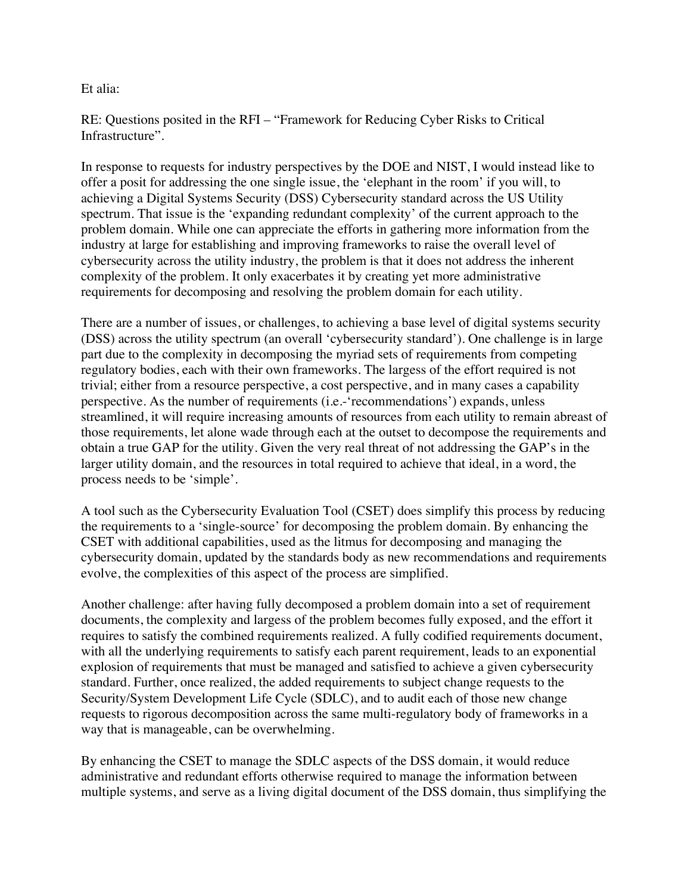Et alia:

RE: Questions posited in the RFI – "Framework for Reducing Cyber Risks to Critical Infrastructure".

In response to requests for industry perspectives by the DOE and NIST, I would instead like to offer a posit for addressing the one single issue, the 'elephant in the room' if you will, to achieving a Digital Systems Security (DSS) Cybersecurity standard across the US Utility spectrum. That issue is the 'expanding redundant complexity' of the current approach to the problem domain. While one can appreciate the efforts in gathering more information from the industry at large for establishing and improving frameworks to raise the overall level of cybersecurity across the utility industry, the problem is that it does not address the inherent complexity of the problem. It only exacerbates it by creating yet more administrative requirements for decomposing and resolving the problem domain for each utility.

There are a number of issues, or challenges, to achieving a base level of digital systems security (DSS) across the utility spectrum (an overall 'cybersecurity standard'). One challenge is in large part due to the complexity in decomposing the myriad sets of requirements from competing regulatory bodies, each with their own frameworks. The largess of the effort required is not trivial; either from a resource perspective, a cost perspective, and in many cases a capability perspective. As the number of requirements (i.e.-'recommendations') expands, unless streamlined, it will require increasing amounts of resources from each utility to remain abreast of those requirements, let alone wade through each at the outset to decompose the requirements and obtain a true GAP for the utility. Given the very real threat of not addressing the GAP's in the larger utility domain, and the resources in total required to achieve that ideal, in a word, the process needs to be 'simple'.

A tool such as the Cybersecurity Evaluation Tool (CSET) does simplify this process by reducing the requirements to a 'single-source' for decomposing the problem domain. By enhancing the CSET with additional capabilities, used as the litmus for decomposing and managing the cybersecurity domain, updated by the standards body as new recommendations and requirements evolve, the complexities of this aspect of the process are simplified.

Another challenge: after having fully decomposed a problem domain into a set of requirement documents, the complexity and largess of the problem becomes fully exposed, and the effort it requires to satisfy the combined requirements realized. A fully codified requirements document, with all the underlying requirements to satisfy each parent requirement, leads to an exponential explosion of requirements that must be managed and satisfied to achieve a given cybersecurity standard. Further, once realized, the added requirements to subject change requests to the Security/System Development Life Cycle (SDLC), and to audit each of those new change requests to rigorous decomposition across the same multi-regulatory body of frameworks in a way that is manageable, can be overwhelming.

By enhancing the CSET to manage the SDLC aspects of the DSS domain, it would reduce administrative and redundant efforts otherwise required to manage the information between multiple systems, and serve as a living digital document of the DSS domain, thus simplifying the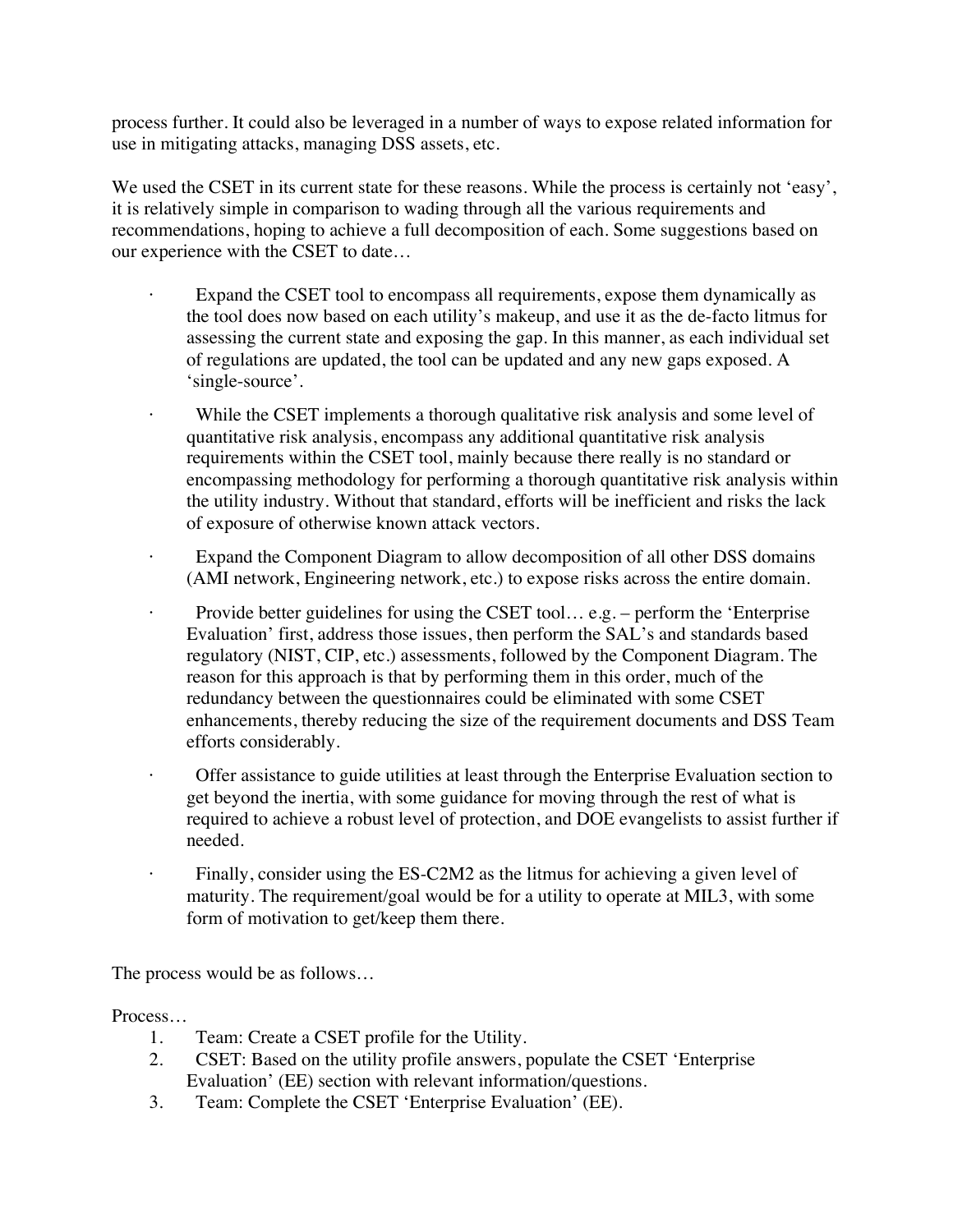process further. It could also be leveraged in a number of ways to expose related information for use in mitigating attacks, managing DSS assets, etc.

We used the CSET in its current state for these reasons. While the process is certainly not 'easy', it is relatively simple in comparison to wading through all the various requirements and recommendations, hoping to achieve a full decomposition of each. Some suggestions based on our experience with the CSET to date…

- Expand the CSET tool to encompass all requirements, expose them dynamically as the tool does now based on each utility's makeup, and use it as the de-facto litmus for assessing the current state and exposing the gap. In this manner, as each individual set of regulations are updated, the tool can be updated and any new gaps exposed. A 'single-source'.
- While the CSET implements a thorough qualitative risk analysis and some level of quantitative risk analysis, encompass any additional quantitative risk analysis requirements within the CSET tool, mainly because there really is no standard or encompassing methodology for performing a thorough quantitative risk analysis within the utility industry. Without that standard, efforts will be inefficient and risks the lack of exposure of otherwise known attack vectors.
- Expand the Component Diagram to allow decomposition of all other DSS domains (AMI network, Engineering network, etc.) to expose risks across the entire domain.
- Provide better guidelines for using the CSET tool… e.g. – perform the 'Enterprise Evaluation' first, address those issues, then perform the SAL's and standards based regulatory (NIST, CIP, etc.) assessments, followed by the Component Diagram. The reason for this approach is that by performing them in this order, much of the redundancy between the questionnaires could be eliminated with some CSET enhancements, thereby reducing the size of the requirement documents and DSS Team efforts considerably.
- Offer assistance to guide utilities at least through the Enterprise Evaluation section to get beyond the inertia, with some guidance for moving through the rest of what is required to achieve a robust level of protection, and DOE evangelists to assist further if needed.
- Finally, consider using the ES-C2M2 as the litmus for achieving a given level of maturity. The requirement/goal would be for a utility to operate at MIL3, with some form of motivation to get/keep them there.

The process would be as follows…

Process…

1. Team: Create a CSET profile for the Utility.
2. CSET: Based on the utility profile answers, populate the CSET 'Enterprise Evaluation' (EE) section with relevant information/questions.
3. Team: Complete the CSET 'Enterprise Evaluation' (EE).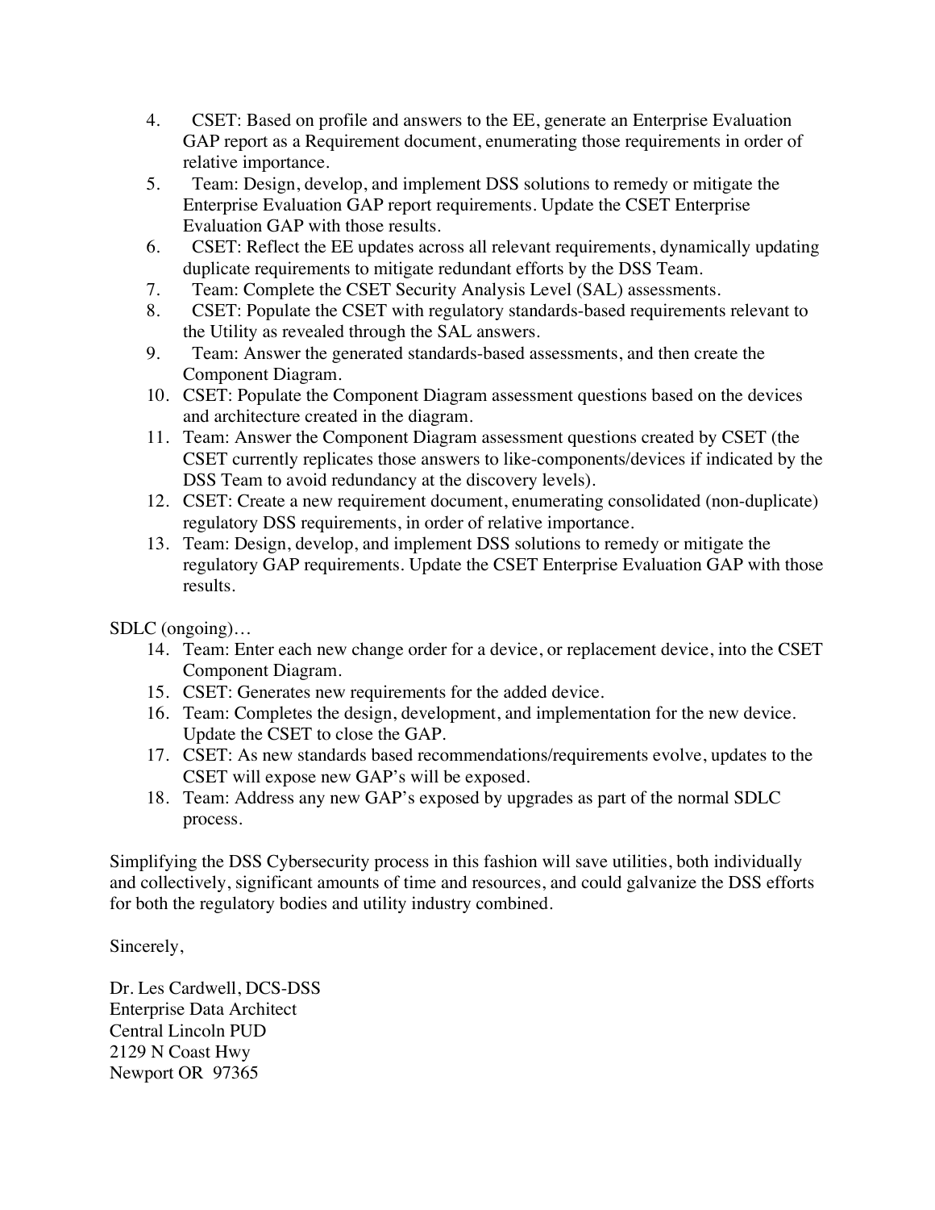4. CSET: Based on profile and answers to the EE, generate an Enterprise Evaluation GAP report as a Requirement document, enumerating those requirements in order of relative importance.
5. Team: Design, develop, and implement DSS solutions to remedy or mitigate the Enterprise Evaluation GAP report requirements. Update the CSET Enterprise Evaluation GAP with those results.
6. CSET: Reflect the EE updates across all relevant requirements, dynamically updating duplicate requirements to mitigate redundant efforts by the DSS Team.
7. Team: Complete the CSET Security Analysis Level (SAL) assessments.
8. CSET: Populate the CSET with regulatory standards-based requirements relevant to the Utility as revealed through the SAL answers.
9. Team: Answer the generated standards-based assessments, and then create the Component Diagram.
10. CSET: Populate the Component Diagram assessment questions based on the devices and architecture created in the diagram.
11. Team: Answer the Component Diagram assessment questions created by CSET (the CSET currently replicates those answers to like-components/devices if indicated by the DSS Team to avoid redundancy at the discovery levels).
12. CSET: Create a new requirement document, enumerating consolidated (non-duplicate) regulatory DSS requirements, in order of relative importance.
13. Team: Design, develop, and implement DSS solutions to remedy or mitigate the regulatory GAP requirements. Update the CSET Enterprise Evaluation GAP with those results.

SDLC (ongoing)…

14. Team: Enter each new change order for a device, or replacement device, into the CSET Component Diagram.
15. CSET: Generates new requirements for the added device.
16. Team: Completes the design, development, and implementation for the new device. Update the CSET to close the GAP.
17. CSET: As new standards based recommendations/requirements evolve, updates to the CSET will expose new GAP's will be exposed.
18. Team: Address any new GAP's exposed by upgrades as part of the normal SDLC process.

Simplifying the DSS Cybersecurity process in this fashion will save utilities, both individually and collectively, significant amounts of time and resources, and could galvanize the DSS efforts for both the regulatory bodies and utility industry combined.

Sincerely,

Dr. Les Cardwell, DCS-DSS
Enterprise Data Architect
Central Lincoln PUD
2129 N Coast Hwy
Newport OR 97365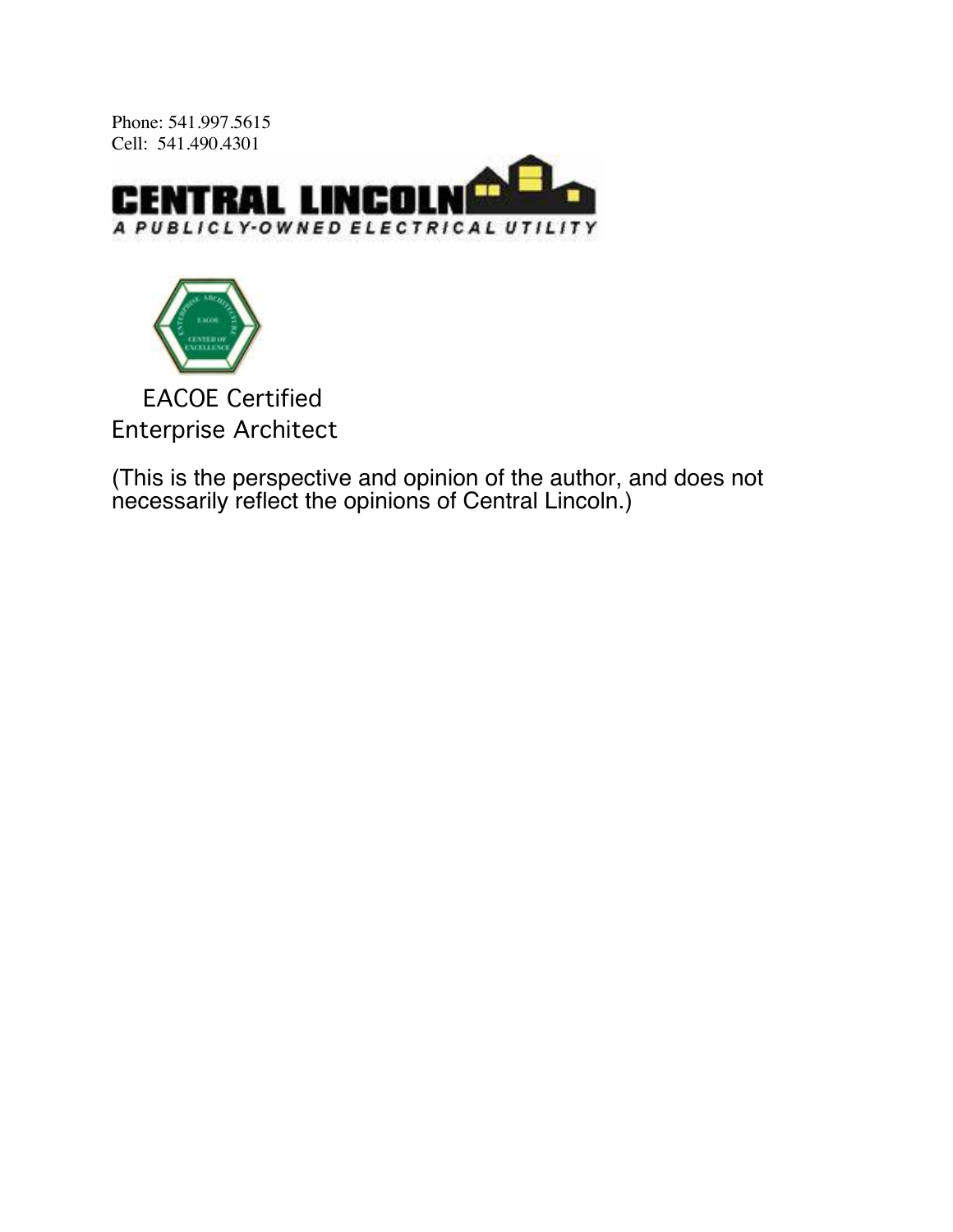Phone: 541.997.5615
Cell: 541.490.4301

CENTRAL LINCOLN
A PUBLICLY-OWNED ELECTRICAL UTILITY

EACOE Certified
Enterprise Architect

(This is the perspective and opinion of the author, and does not necessarily reflect the opinions of Central Lincoln.)